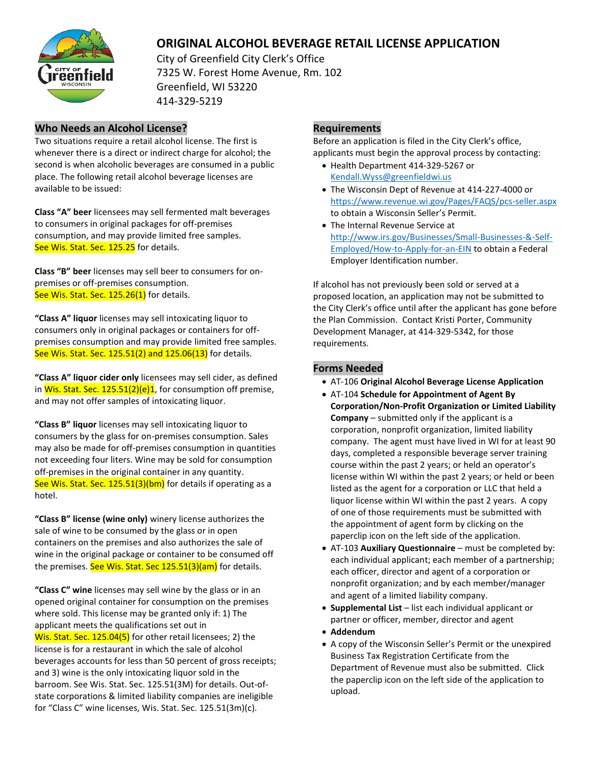# ORIGINAL ALCOHOL BEVERAGE RETAIL LICENSE APPLICATION

City of Greenfield City Clerk's Office
7325 W. Forest Home Avenue, Rm. 102
Greenfield, WI 53220
414-329-5219

## Who Needs an Alcohol License?

Two situations require a retail alcohol license. The first is whenever there is a direct or indirect charge for alcohol; the second is when alcoholic beverages are consumed in a public place. The following retail alcohol beverage licenses are available to be issued:

**Class "A" beer** licensees may sell fermented malt beverages to consumers in original packages for off-premises consumption, and may provide limited free samples. See Wis. Stat. Sec. 125.25 for details.

**Class "B" beer** licenses may sell beer to consumers for on-premises or off-premises consumption. See Wis. Stat. Sec. 125.26(1) for details.

**"Class A" liquor** licenses may sell intoxicating liquor to consumers only in original packages or containers for off-premises consumption and may provide limited free samples. See Wis. Stat. Sec. 125.51(2) and 125.06(13) for details.

**"Class A" liquor cider only** licensees may sell cider, as defined in Wis. Stat. Sec. 125.51(2)(e)1, for consumption off premise, and may not offer samples of intoxicating liquor.

**"Class B" liquor** licenses may sell intoxicating liquor to consumers by the glass for on-premises consumption. Sales may also be made for off-premises consumption in quantities not exceeding four liters. Wine may be sold for consumption off-premises in the original container in any quantity. See Wis. Stat. Sec. 125.51(3)(bm) for details if operating as a hotel.

**"Class B" license (wine only)** winery license authorizes the sale of wine to be consumed by the glass or in open containers on the premises and also authorizes the sale of wine in the original package or container to be consumed off the premises. See Wis. Stat Sec 125.51(3)(am) for details.

**"Class C" wine** licenses may sell wine by the glass or in an opened original container for consumption on the premises where sold. This license may be granted only if: 1) The applicant meets the qualifications set out in Wis. Stat. Sec. 125.04(5) for other retail licensees; 2) the license is for a restaurant in which the sale of alcohol beverages accounts for less than 50 percent of gross receipts; and 3) wine is the only intoxicating liquor sold in the barroom. See Wis. Stat. Sec. 125.51(3M) for details. Out-of-state corporations & limited liability companies are ineligible for "Class C" wine licenses, Wis. Stat. Sec. 125.51(3m)(c).

## Requirements

Before an application is filed in the City Clerk's office, applicants must begin the approval process by contacting:

- Health Department 414-329-5267 or Kendall.Wyss@greenfieldwi.us
- The Wisconsin Dept of Revenue at 414-227-4000 or https://www.revenue.wi.gov/Pages/FAQS/pcs-seller.aspx to obtain a Wisconsin Seller's Permit.
- The Internal Revenue Service at http://www.irs.gov/Businesses/Small-Businesses-&-Self-Employed/How-to-Apply-for-an-EIN to obtain a Federal Employer Identification number.

If alcohol has not previously been sold or served at a proposed location, an application may not be submitted to the City Clerk's office until after the applicant has gone before the Plan Commission. Contact Kristi Porter, Community Development Manager, at 414-329-5342, for those requirements.

## Forms Needed

- AT-106 **Original Alcohol Beverage License Application**
- AT-104 **Schedule for Appointment of Agent By Corporation/Non-Profit Organization or Limited Liability Company** – submitted only if the applicant is a corporation, nonprofit organization, limited liability company. The agent must have lived in WI for at least 90 days, completed a responsible beverage server training course within the past 2 years; or held an operator's license within WI within the past 2 years; or held or been listed as the agent for a corporation or LLC that held a liquor license within WI within the past 2 years. A copy of one of those requirements must be submitted with the appointment of agent form by clicking on the paperclip icon on the left side of the application.
- AT-103 **Auxiliary Questionnaire** – must be completed by: each individual applicant; each member of a partnership; each officer, director and agent of a corporation or nonprofit organization; and by each member/manager and agent of a limited liability company.
- **Supplemental List** – list each individual applicant or partner or officer, member, director and agent
- **Addendum**
- A copy of the Wisconsin Seller's Permit or the unexpired Business Tax Registration Certificate from the Department of Revenue must also be submitted. Click the paperclip icon on the left side of the application to upload.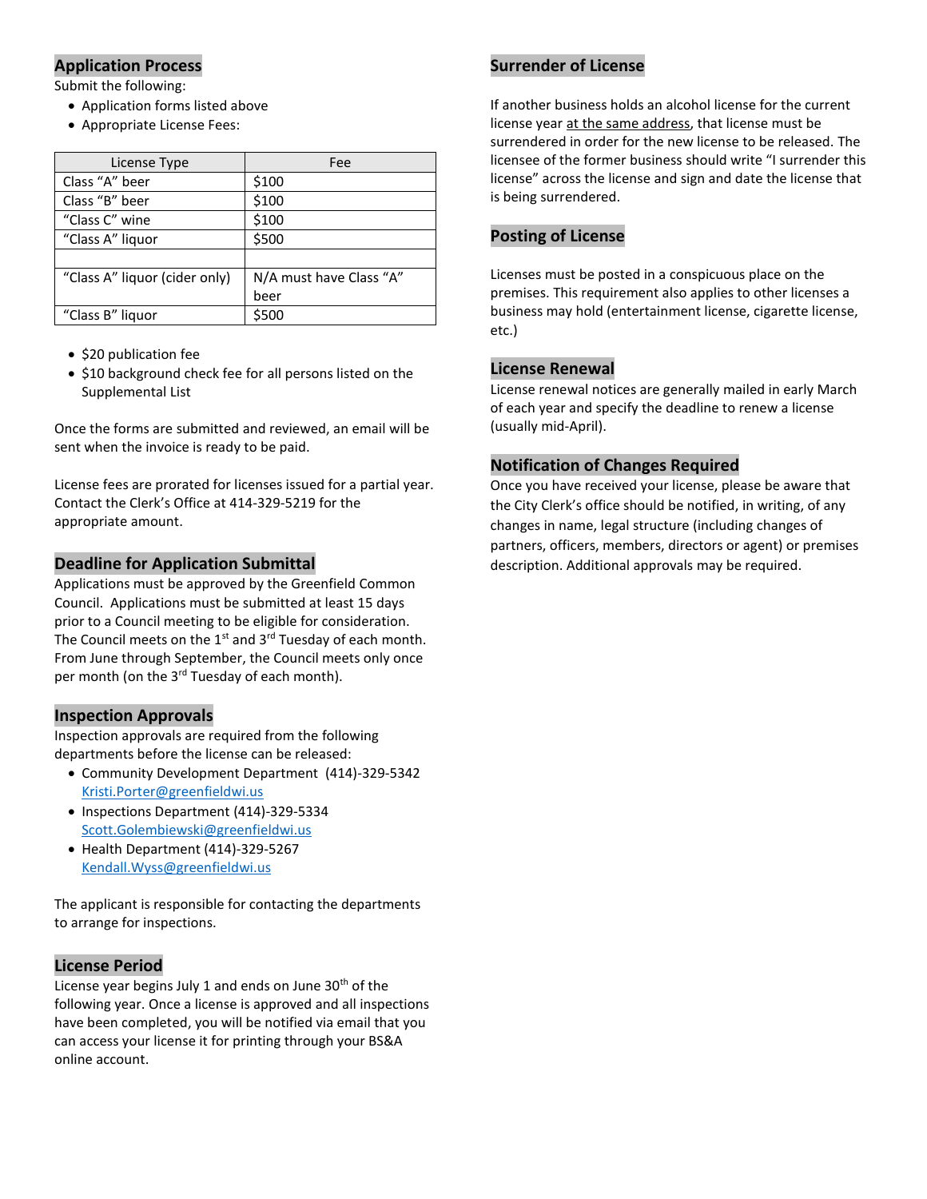## Application Process

Submit the following:

- Application forms listed above
- Appropriate License Fees:

| License Type | Fee |
|---|---|
| Class "A" beer | $100 |
| Class "B" beer | $100 |
| "Class C" wine | $100 |
| "Class A" liquor | $500 |
| | |
| "Class A" liquor (cider only) | N/A must have Class "A" beer |
| "Class B" liquor | $500 |

- $20 publication fee
- $10 background check fee for all persons listed on the Supplemental List

Once the forms are submitted and reviewed, an email will be sent when the invoice is ready to be paid.

License fees are prorated for licenses issued for a partial year. Contact the Clerk's Office at 414-329-5219 for the appropriate amount.

## Deadline for Application Submittal

Applications must be approved by the Greenfield Common Council. Applications must be submitted at least 15 days prior to a Council meeting to be eligible for consideration. The Council meets on the 1st and 3rd Tuesday of each month. From June through September, the Council meets only once per month (on the 3rd Tuesday of each month).

## Inspection Approvals

Inspection approvals are required from the following departments before the license can be released:

- Community Development Department (414)-329-5342 Kristi.Porter@greenfieldwi.us
- Inspections Department (414)-329-5334 Scott.Golembiewski@greenfieldwi.us
- Health Department (414)-329-5267 Kendall.Wyss@greenfieldwi.us

The applicant is responsible for contacting the departments to arrange for inspections.

## License Period

License year begins July 1 and ends on June 30th of the following year. Once a license is approved and all inspections have been completed, you will be notified via email that you can access your license it for printing through your BS&A online account.

## Surrender of License

If another business holds an alcohol license for the current license year at the same address, that license must be surrendered in order for the new license to be released. The licensee of the former business should write "I surrender this license" across the license and sign and date the license that is being surrendered.

## Posting of License

Licenses must be posted in a conspicuous place on the premises. This requirement also applies to other licenses a business may hold (entertainment license, cigarette license, etc.)

## License Renewal

License renewal notices are generally mailed in early March of each year and specify the deadline to renew a license (usually mid-April).

## Notification of Changes Required

Once you have received your license, please be aware that the City Clerk's office should be notified, in writing, of any changes in name, legal structure (including changes of partners, officers, members, directors or agent) or premises description. Additional approvals may be required.